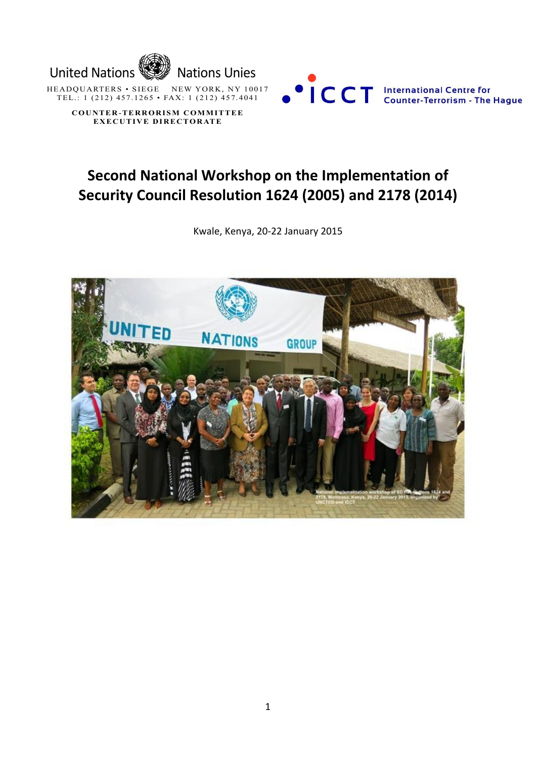United Nations Nations Unies

HEADQUARTERS • SIEGE NEW YORK, NY 10017
TEL.: 1 (212) 457.1265 • FAX: 1 (212) 457.4041

**COUNTER-TERRORISM COMMITTEE**
**EXECUTIVE DIRECTORATE**

ICCT International Centre for Counter-Terrorism - The Hague

# Second National Workshop on the Implementation of Security Council Resolution 1624 (2005) and 2178 (2014)

Kwale, Kenya, 20-22 January 2015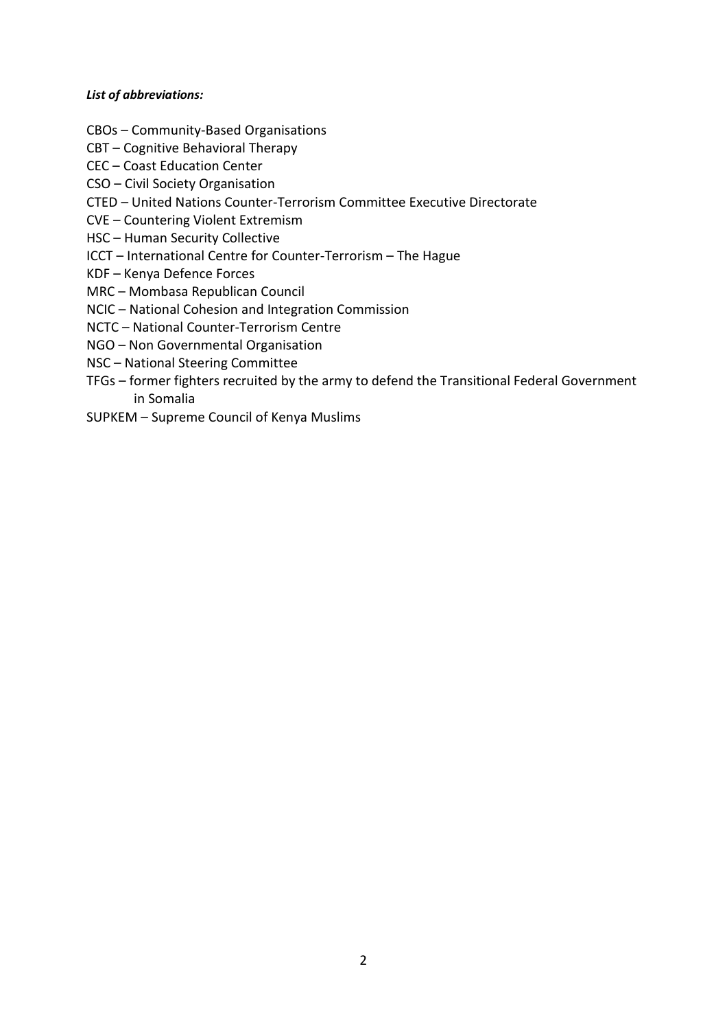***List of abbreviations:***

CBOs – Community-Based Organisations
CBT – Cognitive Behavioral Therapy
CEC – Coast Education Center
CSO – Civil Society Organisation
CTED – United Nations Counter-Terrorism Committee Executive Directorate
CVE – Countering Violent Extremism
HSC – Human Security Collective
ICCT – International Centre for Counter-Terrorism – The Hague
KDF – Kenya Defence Forces
MRC – Mombasa Republican Council
NCIC – National Cohesion and Integration Commission
NCTC – National Counter-Terrorism Centre
NGO – Non Governmental Organisation
NSC – National Steering Committee
TFGs – former fighters recruited by the army to defend the Transitional Federal Government in Somalia
SUPKEM – Supreme Council of Kenya Muslims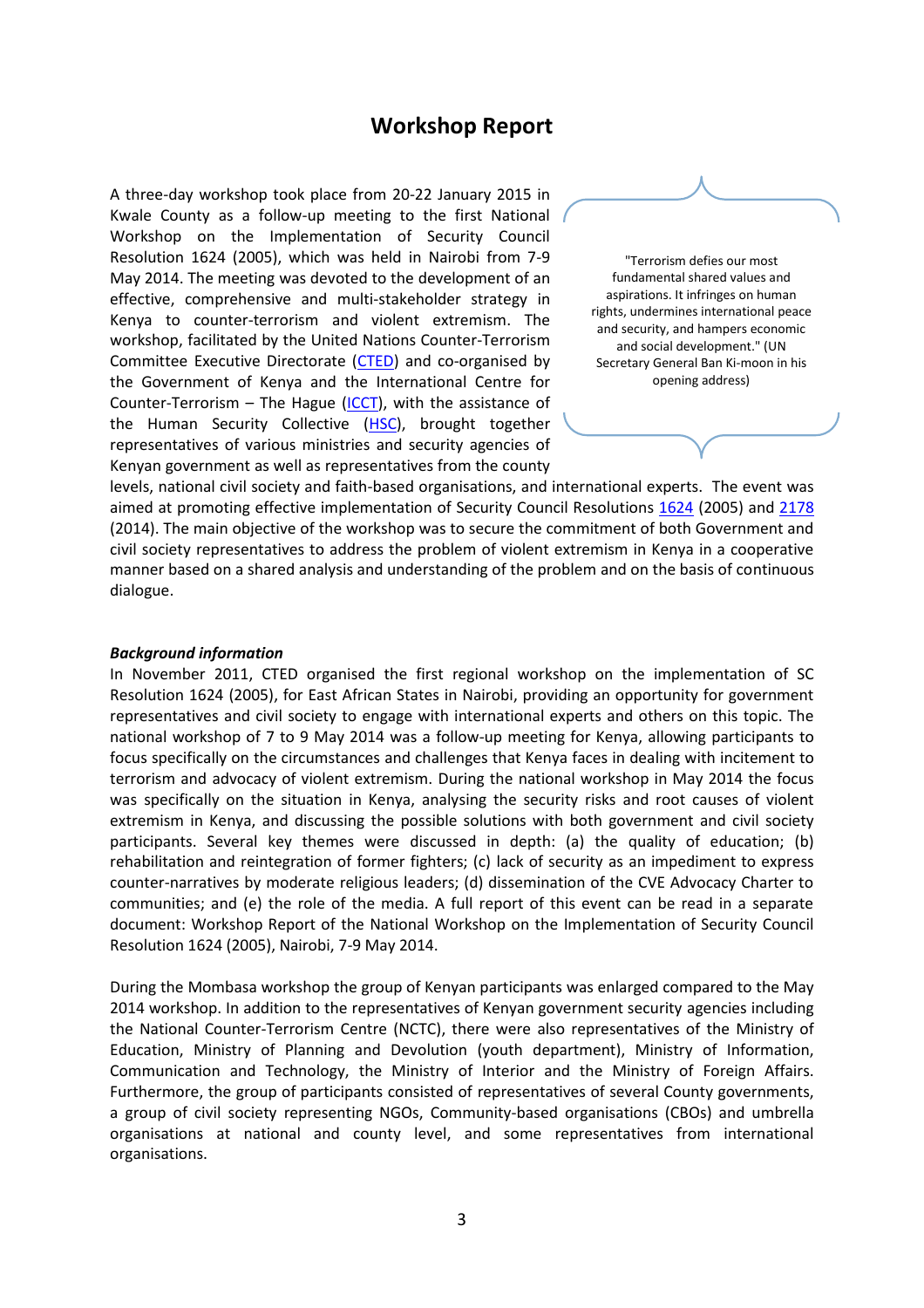# Workshop Report

A three-day workshop took place from 20-22 January 2015 in Kwale County as a follow-up meeting to the first National Workshop on the Implementation of Security Council Resolution 1624 (2005), which was held in Nairobi from 7-9 May 2014. The meeting was devoted to the development of an effective, comprehensive and multi-stakeholder strategy in Kenya to counter-terrorism and violent extremism. The workshop, facilitated by the United Nations Counter-Terrorism Committee Executive Directorate (CTED) and co-organised by the Government of Kenya and the International Centre for Counter-Terrorism – The Hague (ICCT), with the assistance of the Human Security Collective (HSC), brought together representatives of various ministries and security agencies of Kenyan government as well as representatives from the county levels, national civil society and faith-based organisations, and international experts. The event was aimed at promoting effective implementation of Security Council Resolutions 1624 (2005) and 2178 (2014). The main objective of the workshop was to secure the commitment of both Government and civil society representatives to address the problem of violent extremism in Kenya in a cooperative manner based on a shared analysis and understanding of the problem and on the basis of continuous dialogue.

> "Terrorism defies our most fundamental shared values and aspirations. It infringes on human rights, undermines international peace and security, and hampers economic and social development." (UN Secretary General Ban Ki-moon in his opening address)

***Background information***

In November 2011, CTED organised the first regional workshop on the implementation of SC Resolution 1624 (2005), for East African States in Nairobi, providing an opportunity for government representatives and civil society to engage with international experts and others on this topic. The national workshop of 7 to 9 May 2014 was a follow-up meeting for Kenya, allowing participants to focus specifically on the circumstances and challenges that Kenya faces in dealing with incitement to terrorism and advocacy of violent extremism. During the national workshop in May 2014 the focus was specifically on the situation in Kenya, analysing the security risks and root causes of violent extremism in Kenya, and discussing the possible solutions with both government and civil society participants. Several key themes were discussed in depth: (a) the quality of education; (b) rehabilitation and reintegration of former fighters; (c) lack of security as an impediment to express counter-narratives by moderate religious leaders; (d) dissemination of the CVE Advocacy Charter to communities; and (e) the role of the media. A full report of this event can be read in a separate document: Workshop Report of the National Workshop on the Implementation of Security Council Resolution 1624 (2005), Nairobi, 7-9 May 2014.

During the Mombasa workshop the group of Kenyan participants was enlarged compared to the May 2014 workshop. In addition to the representatives of Kenyan government security agencies including the National Counter-Terrorism Centre (NCTC), there were also representatives of the Ministry of Education, Ministry of Planning and Devolution (youth department), Ministry of Information, Communication and Technology, the Ministry of Interior and the Ministry of Foreign Affairs. Furthermore, the group of participants consisted of representatives of several County governments, a group of civil society representing NGOs, Community-based organisations (CBOs) and umbrella organisations at national and county level, and some representatives from international organisations.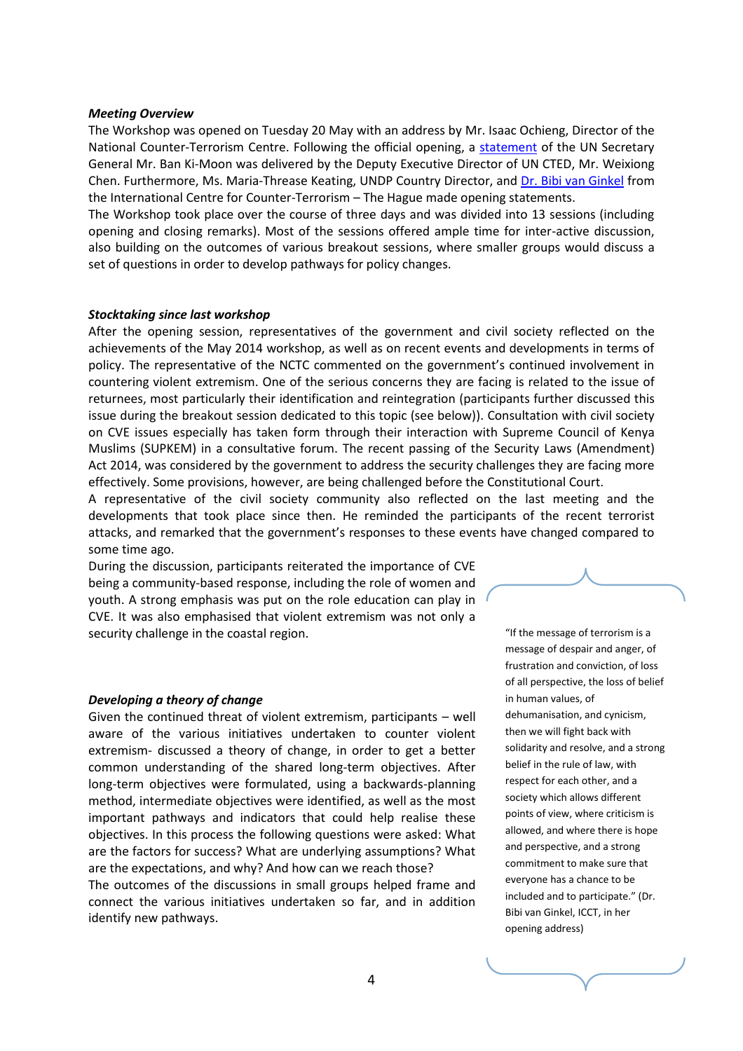***Meeting Overview***

The Workshop was opened on Tuesday 20 May with an address by Mr. Isaac Ochieng, Director of the National Counter-Terrorism Centre. Following the official opening, a statement of the UN Secretary General Mr. Ban Ki-Moon was delivered by the Deputy Executive Director of UN CTED, Mr. Weixiong Chen. Furthermore, Ms. Maria-Threase Keating, UNDP Country Director, and Dr. Bibi van Ginkel from the International Centre for Counter-Terrorism – The Hague made opening statements.

The Workshop took place over the course of three days and was divided into 13 sessions (including opening and closing remarks). Most of the sessions offered ample time for inter-active discussion, also building on the outcomes of various breakout sessions, where smaller groups would discuss a set of questions in order to develop pathways for policy changes.

***Stocktaking since last workshop***

After the opening session, representatives of the government and civil society reflected on the achievements of the May 2014 workshop, as well as on recent events and developments in terms of policy. The representative of the NCTC commented on the government's continued involvement in countering violent extremism. One of the serious concerns they are facing is related to the issue of returnees, most particularly their identification and reintegration (participants further discussed this issue during the breakout session dedicated to this topic (see below)). Consultation with civil society on CVE issues especially has taken form through their interaction with Supreme Council of Kenya Muslims (SUPKEM) in a consultative forum. The recent passing of the Security Laws (Amendment) Act 2014, was considered by the government to address the security challenges they are facing more effectively. Some provisions, however, are being challenged before the Constitutional Court.

A representative of the civil society community also reflected on the last meeting and the developments that took place since then. He reminded the participants of the recent terrorist attacks, and remarked that the government's responses to these events have changed compared to some time ago.

During the discussion, participants reiterated the importance of CVE being a community-based response, including the role of women and youth. A strong emphasis was put on the role education can play in CVE. It was also emphasised that violent extremism was not only a security challenge in the coastal region.

***Developing a theory of change***

Given the continued threat of violent extremism, participants – well aware of the various initiatives undertaken to counter violent extremism- discussed a theory of change, in order to get a better common understanding of the shared long-term objectives. After long-term objectives were formulated, using a backwards-planning method, intermediate objectives were identified, as well as the most important pathways and indicators that could help realise these objectives. In this process the following questions were asked: What are the factors for success? What are underlying assumptions? What are the expectations, and why? And how can we reach those?

The outcomes of the discussions in small groups helped frame and connect the various initiatives undertaken so far, and in addition identify new pathways.

> "If the message of terrorism is a message of despair and anger, of frustration and conviction, of loss of all perspective, the loss of belief in human values, of dehumanisation, and cynicism, then we will fight back with solidarity and resolve, and a strong belief in the rule of law, with respect for each other, and a society which allows different points of view, where criticism is allowed, and where there is hope and perspective, and a strong commitment to make sure that everyone has a chance to be included and to participate." (Dr. Bibi van Ginkel, ICCT, in her opening address)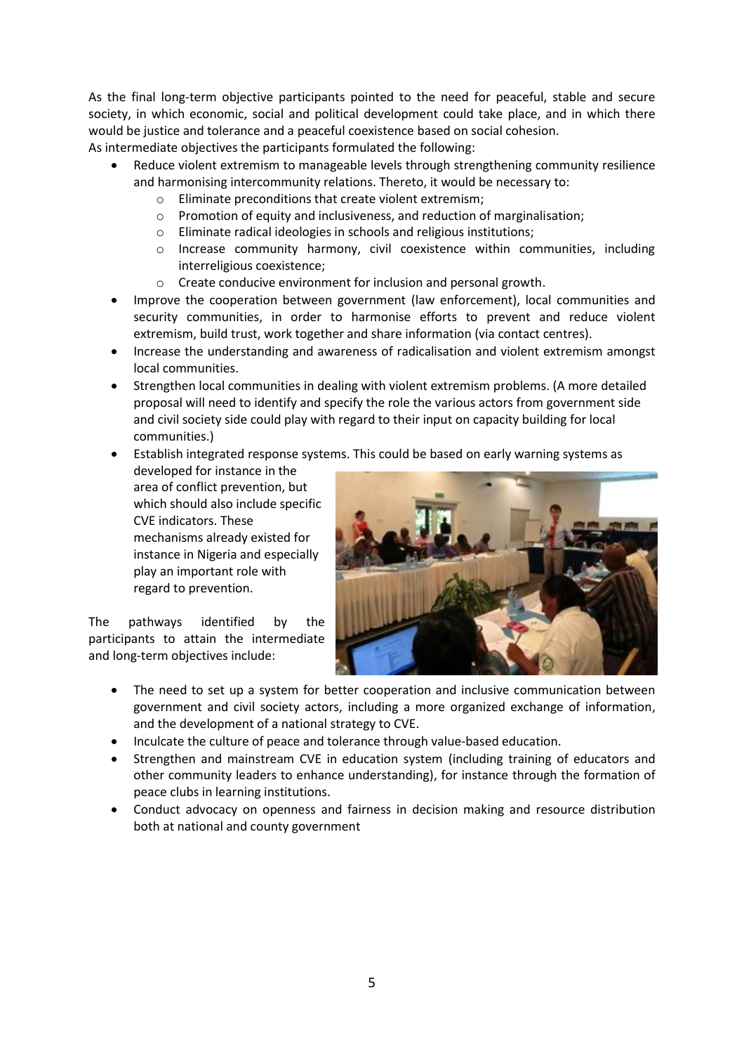As the final long-term objective participants pointed to the need for peaceful, stable and secure society, in which economic, social and political development could take place, and in which there would be justice and tolerance and a peaceful coexistence based on social cohesion.

As intermediate objectives the participants formulated the following:

- Reduce violent extremism to manageable levels through strengthening community resilience and harmonising intercommunity relations. Thereto, it would be necessary to:
  - Eliminate preconditions that create violent extremism;
  - Promotion of equity and inclusiveness, and reduction of marginalisation;
  - Eliminate radical ideologies in schools and religious institutions;
  - Increase community harmony, civil coexistence within communities, including interreligious coexistence;
  - Create conducive environment for inclusion and personal growth.
- Improve the cooperation between government (law enforcement), local communities and security communities, in order to harmonise efforts to prevent and reduce violent extremism, build trust, work together and share information (via contact centres).
- Increase the understanding and awareness of radicalisation and violent extremism amongst local communities.
- Strengthen local communities in dealing with violent extremism problems. (A more detailed proposal will need to identify and specify the role the various actors from government side and civil society side could play with regard to their input on capacity building for local communities.)
- Establish integrated response systems. This could be based on early warning systems as developed for instance in the area of conflict prevention, but which should also include specific CVE indicators. These mechanisms already existed for instance in Nigeria and especially play an important role with regard to prevention.

The pathways identified by the participants to attain the intermediate and long-term objectives include:

- The need to set up a system for better cooperation and inclusive communication between government and civil society actors, including a more organized exchange of information, and the development of a national strategy to CVE.
- Inculcate the culture of peace and tolerance through value-based education.
- Strengthen and mainstream CVE in education system (including training of educators and other community leaders to enhance understanding), for instance through the formation of peace clubs in learning institutions.
- Conduct advocacy on openness and fairness in decision making and resource distribution both at national and county government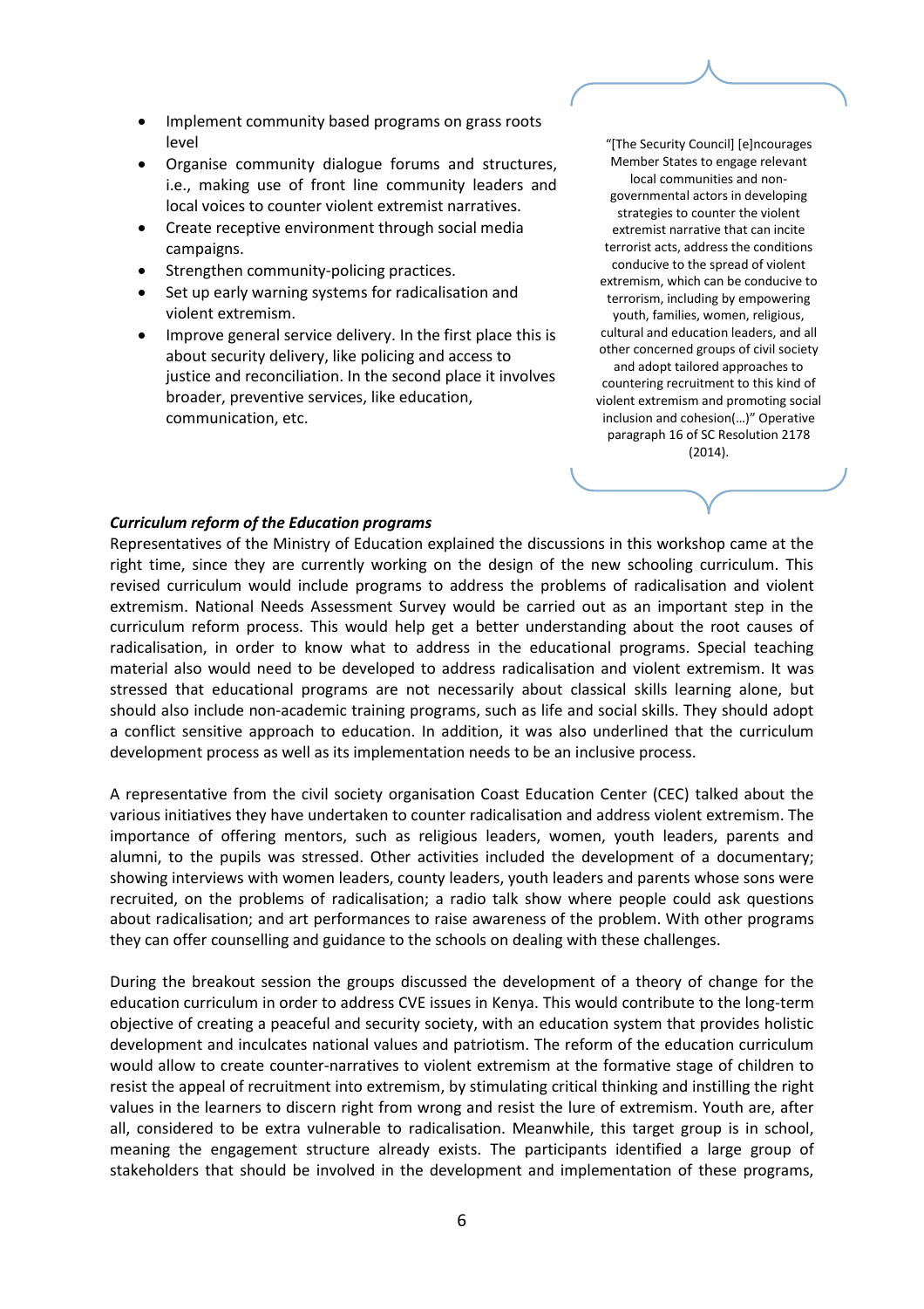- Implement community based programs on grass roots level
- Organise community dialogue forums and structures, i.e., making use of front line community leaders and local voices to counter violent extremist narratives.
- Create receptive environment through social media campaigns.
- Strengthen community-policing practices.
- Set up early warning systems for radicalisation and violent extremism.
- Improve general service delivery. In the first place this is about security delivery, like policing and access to justice and reconciliation. In the second place it involves broader, preventive services, like education, communication, etc.

> "[The Security Council] [e]ncourages Member States to engage relevant local communities and non-governmental actors in developing strategies to counter the violent extremist narrative that can incite terrorist acts, address the conditions conducive to the spread of violent extremism, which can be conducive to terrorism, including by empowering youth, families, women, religious, cultural and education leaders, and all other concerned groups of civil society and adopt tailored approaches to countering recruitment to this kind of violent extremism and promoting social inclusion and cohesion(…)" Operative paragraph 16 of SC Resolution 2178 (2014).

***Curriculum reform of the Education programs***

Representatives of the Ministry of Education explained the discussions in this workshop came at the right time, since they are currently working on the design of the new schooling curriculum. This revised curriculum would include programs to address the problems of radicalisation and violent extremism. National Needs Assessment Survey would be carried out as an important step in the curriculum reform process. This would help get a better understanding about the root causes of radicalisation, in order to know what to address in the educational programs. Special teaching material also would need to be developed to address radicalisation and violent extremism. It was stressed that educational programs are not necessarily about classical skills learning alone, but should also include non-academic training programs, such as life and social skills. They should adopt a conflict sensitive approach to education. In addition, it was also underlined that the curriculum development process as well as its implementation needs to be an inclusive process.

A representative from the civil society organisation Coast Education Center (CEC) talked about the various initiatives they have undertaken to counter radicalisation and address violent extremism. The importance of offering mentors, such as religious leaders, women, youth leaders, parents and alumni, to the pupils was stressed. Other activities included the development of a documentary; showing interviews with women leaders, county leaders, youth leaders and parents whose sons were recruited, on the problems of radicalisation; a radio talk show where people could ask questions about radicalisation; and art performances to raise awareness of the problem. With other programs they can offer counselling and guidance to the schools on dealing with these challenges.

During the breakout session the groups discussed the development of a theory of change for the education curriculum in order to address CVE issues in Kenya. This would contribute to the long-term objective of creating a peaceful and security society, with an education system that provides holistic development and inculcates national values and patriotism. The reform of the education curriculum would allow to create counter-narratives to violent extremism at the formative stage of children to resist the appeal of recruitment into extremism, by stimulating critical thinking and instilling the right values in the learners to discern right from wrong and resist the lure of extremism. Youth are, after all, considered to be extra vulnerable to radicalisation. Meanwhile, this target group is in school, meaning the engagement structure already exists. The participants identified a large group of stakeholders that should be involved in the development and implementation of these programs,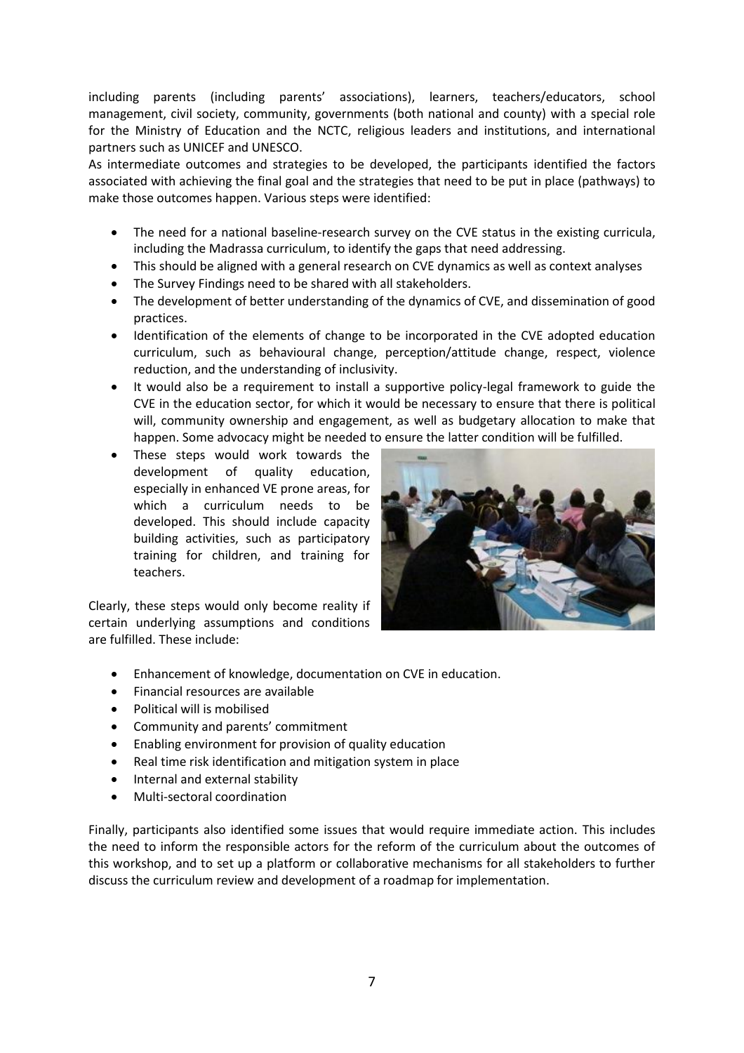including parents (including parents' associations), learners, teachers/educators, school management, civil society, community, governments (both national and county) with a special role for the Ministry of Education and the NCTC, religious leaders and institutions, and international partners such as UNICEF and UNESCO.

As intermediate outcomes and strategies to be developed, the participants identified the factors associated with achieving the final goal and the strategies that need to be put in place (pathways) to make those outcomes happen. Various steps were identified:

- The need for a national baseline-research survey on the CVE status in the existing curricula, including the Madrassa curriculum, to identify the gaps that need addressing.
- This should be aligned with a general research on CVE dynamics as well as context analyses
- The Survey Findings need to be shared with all stakeholders.
- The development of better understanding of the dynamics of CVE, and dissemination of good practices.
- Identification of the elements of change to be incorporated in the CVE adopted education curriculum, such as behavioural change, perception/attitude change, respect, violence reduction, and the understanding of inclusivity.
- It would also be a requirement to install a supportive policy-legal framework to guide the CVE in the education sector, for which it would be necessary to ensure that there is political will, community ownership and engagement, as well as budgetary allocation to make that happen. Some advocacy might be needed to ensure the latter condition will be fulfilled.
- These steps would work towards the development of quality education, especially in enhanced VE prone areas, for which a curriculum needs to be developed. This should include capacity building activities, such as participatory training for children, and training for teachers.

Clearly, these steps would only become reality if certain underlying assumptions and conditions are fulfilled. These include:

- Enhancement of knowledge, documentation on CVE in education.
- Financial resources are available
- Political will is mobilised
- Community and parents' commitment
- Enabling environment for provision of quality education
- Real time risk identification and mitigation system in place
- Internal and external stability
- Multi-sectoral coordination

Finally, participants also identified some issues that would require immediate action. This includes the need to inform the responsible actors for the reform of the curriculum about the outcomes of this workshop, and to set up a platform or collaborative mechanisms for all stakeholders to further discuss the curriculum review and development of a roadmap for implementation.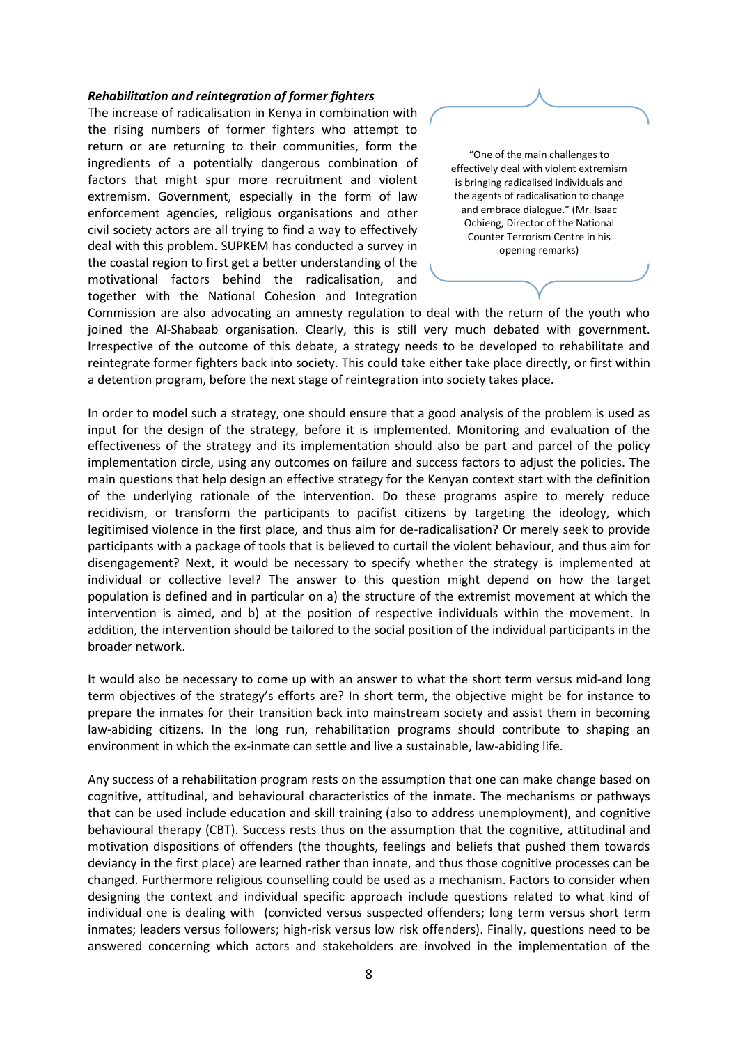***Rehabilitation and reintegration of former fighters***

The increase of radicalisation in Kenya in combination with the rising numbers of former fighters who attempt to return or are returning to their communities, form the ingredients of a potentially dangerous combination of factors that might spur more recruitment and violent extremism. Government, especially in the form of law enforcement agencies, religious organisations and other civil society actors are all trying to find a way to effectively deal with this problem. SUPKEM has conducted a survey in the coastal region to first get a better understanding of the motivational factors behind the radicalisation, and together with the National Cohesion and Integration Commission are also advocating an amnesty regulation to deal with the return of the youth who joined the Al-Shabaab organisation. Clearly, this is still very much debated with government. Irrespective of the outcome of this debate, a strategy needs to be developed to rehabilitate and reintegrate former fighters back into society. This could either take place directly, or first within a detention program, before the next stage of reintegration into society takes place.

> "One of the main challenges to effectively deal with violent extremism is bringing radicalised individuals and the agents of radicalisation to change and embrace dialogue." (Mr. Isaac Ochieng, Director of the National Counter Terrorism Centre in his opening remarks)

In order to model such a strategy, one should ensure that a good analysis of the problem is used as input for the design of the strategy, before it is implemented. Monitoring and evaluation of the effectiveness of the strategy and its implementation should also be part and parcel of the policy implementation circle, using any outcomes on failure and success factors to adjust the policies. The main questions that help design an effective strategy for the Kenyan context start with the definition of the underlying rationale of the intervention. Do these programs aspire to merely reduce recidivism, or transform the participants to pacifist citizens by targeting the ideology, which legitimised violence in the first place, and thus aim for de-radicalisation? Or merely seek to provide participants with a package of tools that is believed to curtail the violent behaviour, and thus aim for disengagement? Next, it would be necessary to specify whether the strategy is implemented at individual or collective level? The answer to this question might depend on how the target population is defined and in particular on a) the structure of the extremist movement at which the intervention is aimed, and b) at the position of respective individuals within the movement. In addition, the intervention should be tailored to the social position of the individual participants in the broader network.

It would also be necessary to come up with an answer to what the short term versus mid-and long term objectives of the strategy's efforts are? In short term, the objective might be for instance to prepare the inmates for their transition back into mainstream society and assist them in becoming law-abiding citizens. In the long run, rehabilitation programs should contribute to shaping an environment in which the ex-inmate can settle and live a sustainable, law-abiding life.

Any success of a rehabilitation program rests on the assumption that one can make change based on cognitive, attitudinal, and behavioural characteristics of the inmate. The mechanisms or pathways that can be used include education and skill training (also to address unemployment), and cognitive behavioural therapy (CBT). Success rests thus on the assumption that the cognitive, attitudinal and motivation dispositions of offenders (the thoughts, feelings and beliefs that pushed them towards deviancy in the first place) are learned rather than innate, and thus those cognitive processes can be changed. Furthermore religious counselling could be used as a mechanism. Factors to consider when designing the context and individual specific approach include questions related to what kind of individual one is dealing with (convicted versus suspected offenders; long term versus short term inmates; leaders versus followers; high-risk versus low risk offenders). Finally, questions need to be answered concerning which actors and stakeholders are involved in the implementation of the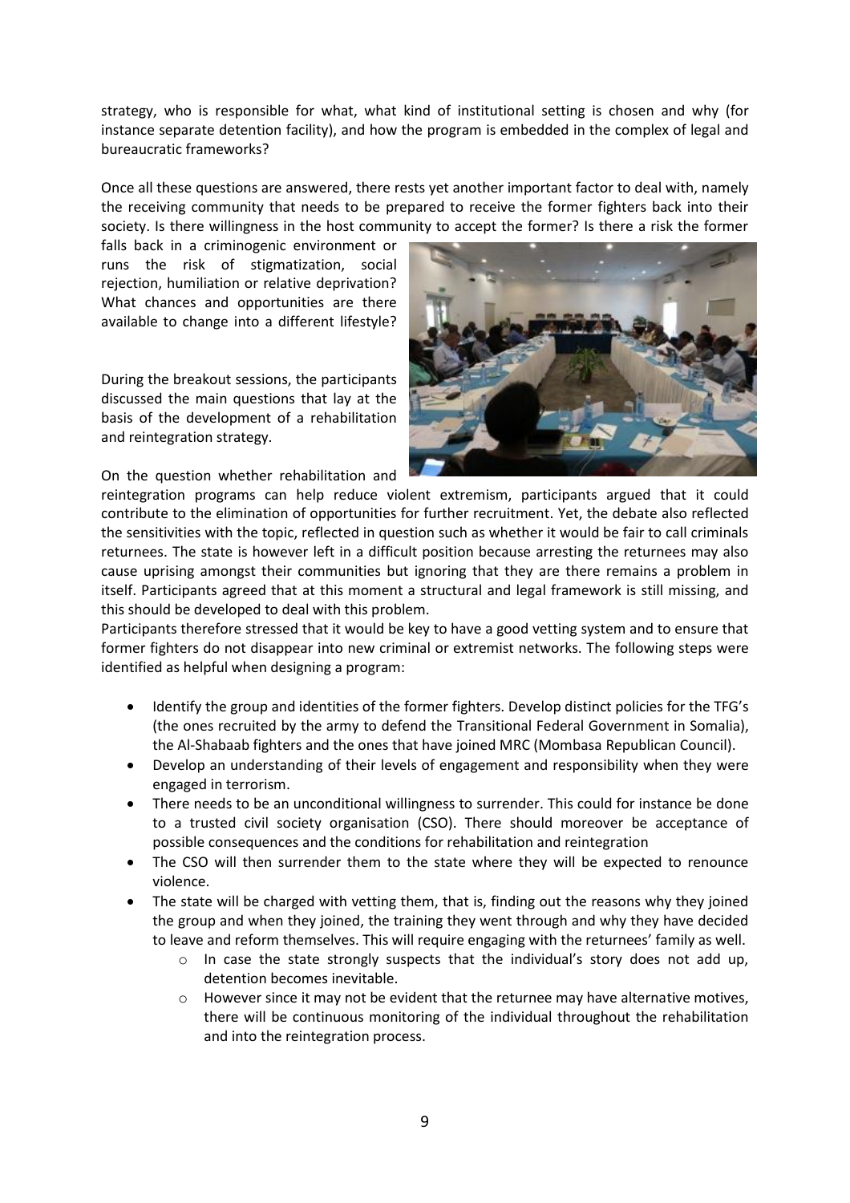strategy, who is responsible for what, what kind of institutional setting is chosen and why (for instance separate detention facility), and how the program is embedded in the complex of legal and bureaucratic frameworks?

Once all these questions are answered, there rests yet another important factor to deal with, namely the receiving community that needs to be prepared to receive the former fighters back into their society. Is there willingness in the host community to accept the former? Is there a risk the former falls back in a criminogenic environment or runs the risk of stigmatization, social rejection, humiliation or relative deprivation? What chances and opportunities are there available to change into a different lifestyle?

During the breakout sessions, the participants discussed the main questions that lay at the basis of the development of a rehabilitation and reintegration strategy.

On the question whether rehabilitation and reintegration programs can help reduce violent extremism, participants argued that it could contribute to the elimination of opportunities for further recruitment. Yet, the debate also reflected the sensitivities with the topic, reflected in question such as whether it would be fair to call criminals returnees. The state is however left in a difficult position because arresting the returnees may also cause uprising amongst their communities but ignoring that they are there remains a problem in itself. Participants agreed that at this moment a structural and legal framework is still missing, and this should be developed to deal with this problem.

Participants therefore stressed that it would be key to have a good vetting system and to ensure that former fighters do not disappear into new criminal or extremist networks. The following steps were identified as helpful when designing a program:

- Identify the group and identities of the former fighters. Develop distinct policies for the TFG's (the ones recruited by the army to defend the Transitional Federal Government in Somalia), the Al-Shabaab fighters and the ones that have joined MRC (Mombasa Republican Council).
- Develop an understanding of their levels of engagement and responsibility when they were engaged in terrorism.
- There needs to be an unconditional willingness to surrender. This could for instance be done to a trusted civil society organisation (CSO). There should moreover be acceptance of possible consequences and the conditions for rehabilitation and reintegration
- The CSO will then surrender them to the state where they will be expected to renounce violence.
- The state will be charged with vetting them, that is, finding out the reasons why they joined the group and when they joined, the training they went through and why they have decided to leave and reform themselves. This will require engaging with the returnees' family as well.
  - In case the state strongly suspects that the individual's story does not add up, detention becomes inevitable.
  - However since it may not be evident that the returnee may have alternative motives, there will be continuous monitoring of the individual throughout the rehabilitation and into the reintegration process.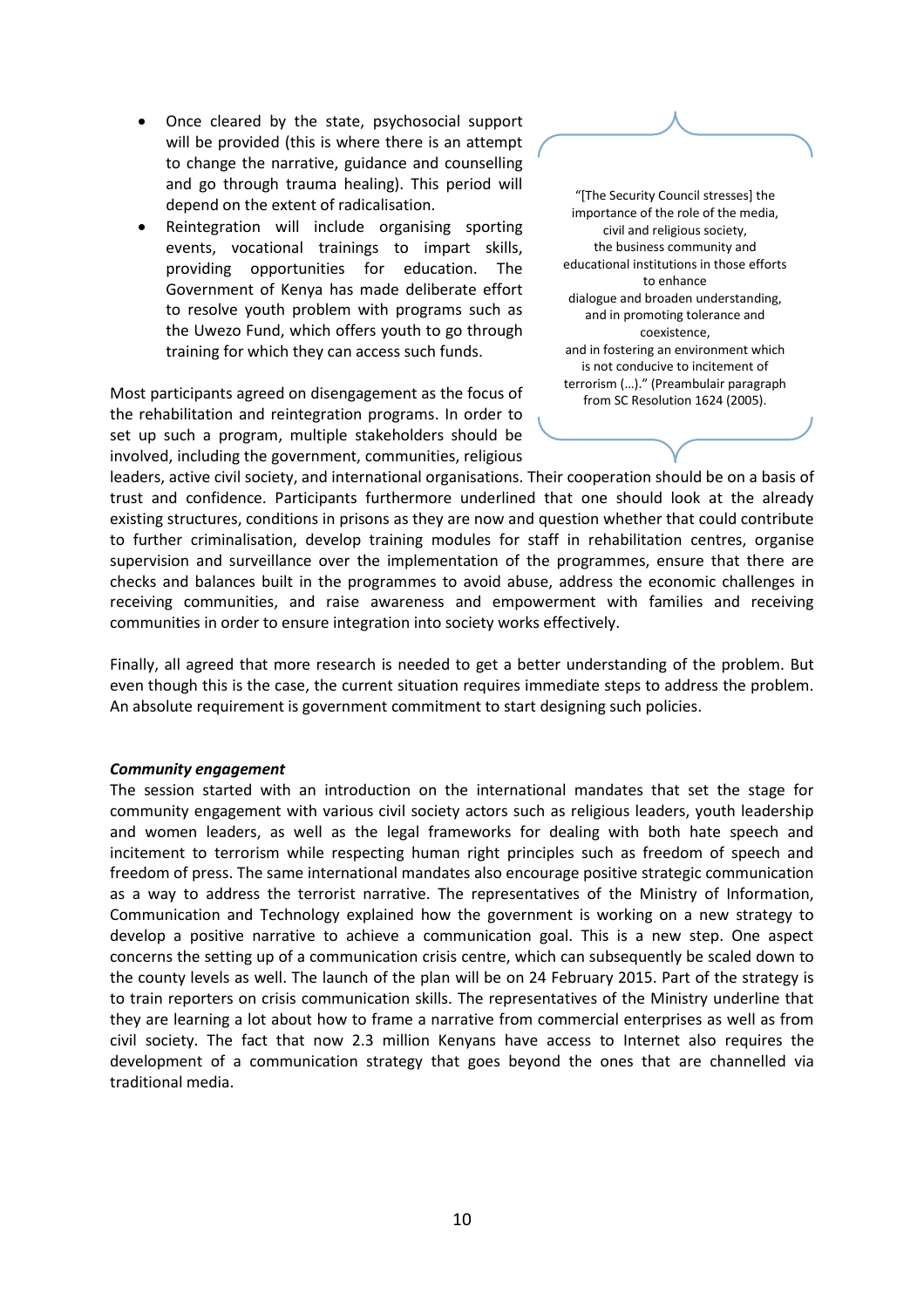- Once cleared by the state, psychosocial support will be provided (this is where there is an attempt to change the narrative, guidance and counselling and go through trauma healing). This period will depend on the extent of radicalisation.
- Reintegration will include organising sporting events, vocational trainings to impart skills, providing opportunities for education. The Government of Kenya has made deliberate effort to resolve youth problem with programs such as the Uwezo Fund, which offers youth to go through training for which they can access such funds.

> "[The Security Council stresses] the importance of the role of the media, civil and religious society, the business community and educational institutions in those efforts to enhance dialogue and broaden understanding, and in promoting tolerance and coexistence, and in fostering an environment which is not conducive to incitement of terrorism (…)." (Preambulair paragraph from SC Resolution 1624 (2005).

Most participants agreed on disengagement as the focus of the rehabilitation and reintegration programs. In order to set up such a program, multiple stakeholders should be involved, including the government, communities, religious leaders, active civil society, and international organisations. Their cooperation should be on a basis of trust and confidence. Participants furthermore underlined that one should look at the already existing structures, conditions in prisons as they are now and question whether that could contribute to further criminalisation, develop training modules for staff in rehabilitation centres, organise supervision and surveillance over the implementation of the programmes, ensure that there are checks and balances built in the programmes to avoid abuse, address the economic challenges in receiving communities, and raise awareness and empowerment with families and receiving communities in order to ensure integration into society works effectively.

Finally, all agreed that more research is needed to get a better understanding of the problem. But even though this is the case, the current situation requires immediate steps to address the problem. An absolute requirement is government commitment to start designing such policies.

***Community engagement***

The session started with an introduction on the international mandates that set the stage for community engagement with various civil society actors such as religious leaders, youth leadership and women leaders, as well as the legal frameworks for dealing with both hate speech and incitement to terrorism while respecting human right principles such as freedom of speech and freedom of press. The same international mandates also encourage positive strategic communication as a way to address the terrorist narrative. The representatives of the Ministry of Information, Communication and Technology explained how the government is working on a new strategy to develop a positive narrative to achieve a communication goal. This is a new step. One aspect concerns the setting up of a communication crisis centre, which can subsequently be scaled down to the county levels as well. The launch of the plan will be on 24 February 2015. Part of the strategy is to train reporters on crisis communication skills. The representatives of the Ministry underline that they are learning a lot about how to frame a narrative from commercial enterprises as well as from civil society. The fact that now 2.3 million Kenyans have access to Internet also requires the development of a communication strategy that goes beyond the ones that are channelled via traditional media.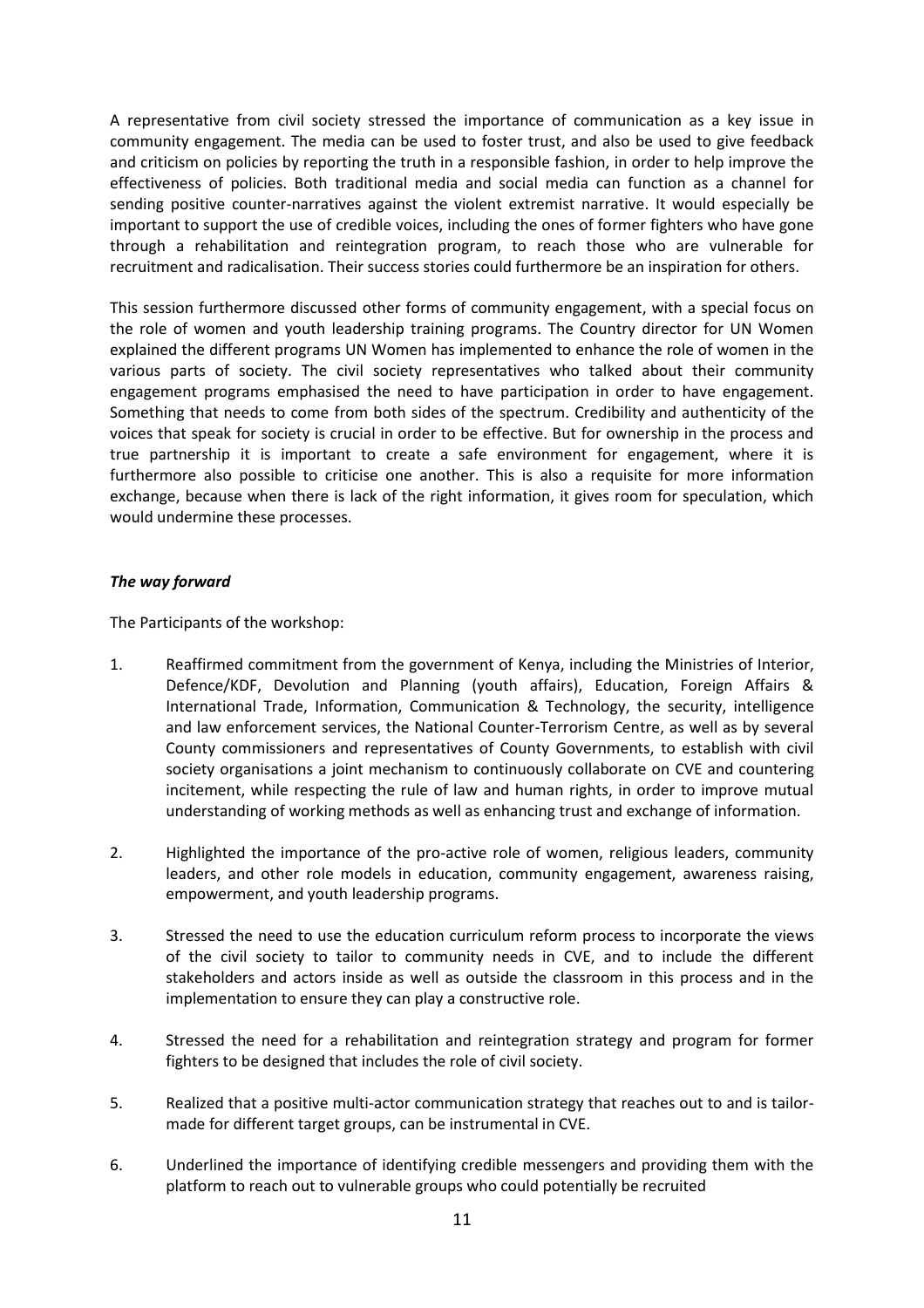A representative from civil society stressed the importance of communication as a key issue in community engagement. The media can be used to foster trust, and also be used to give feedback and criticism on policies by reporting the truth in a responsible fashion, in order to help improve the effectiveness of policies. Both traditional media and social media can function as a channel for sending positive counter-narratives against the violent extremist narrative. It would especially be important to support the use of credible voices, including the ones of former fighters who have gone through a rehabilitation and reintegration program, to reach those who are vulnerable for recruitment and radicalisation. Their success stories could furthermore be an inspiration for others.

This session furthermore discussed other forms of community engagement, with a special focus on the role of women and youth leadership training programs. The Country director for UN Women explained the different programs UN Women has implemented to enhance the role of women in the various parts of society. The civil society representatives who talked about their community engagement programs emphasised the need to have participation in order to have engagement. Something that needs to come from both sides of the spectrum. Credibility and authenticity of the voices that speak for society is crucial in order to be effective. But for ownership in the process and true partnership it is important to create a safe environment for engagement, where it is furthermore also possible to criticise one another. This is also a requisite for more information exchange, because when there is lack of the right information, it gives room for speculation, which would undermine these processes.

### *The way forward*

The Participants of the workshop:

1. Reaffirmed commitment from the government of Kenya, including the Ministries of Interior, Defence/KDF, Devolution and Planning (youth affairs), Education, Foreign Affairs & International Trade, Information, Communication & Technology, the security, intelligence and law enforcement services, the National Counter-Terrorism Centre, as well as by several County commissioners and representatives of County Governments, to establish with civil society organisations a joint mechanism to continuously collaborate on CVE and countering incitement, while respecting the rule of law and human rights, in order to improve mutual understanding of working methods as well as enhancing trust and exchange of information.

2. Highlighted the importance of the pro-active role of women, religious leaders, community leaders, and other role models in education, community engagement, awareness raising, empowerment, and youth leadership programs.

3. Stressed the need to use the education curriculum reform process to incorporate the views of the civil society to tailor to community needs in CVE, and to include the different stakeholders and actors inside as well as outside the classroom in this process and in the implementation to ensure they can play a constructive role.

4. Stressed the need for a rehabilitation and reintegration strategy and program for former fighters to be designed that includes the role of civil society.

5. Realized that a positive multi-actor communication strategy that reaches out to and is tailor-made for different target groups, can be instrumental in CVE.

6. Underlined the importance of identifying credible messengers and providing them with the platform to reach out to vulnerable groups who could potentially be recruited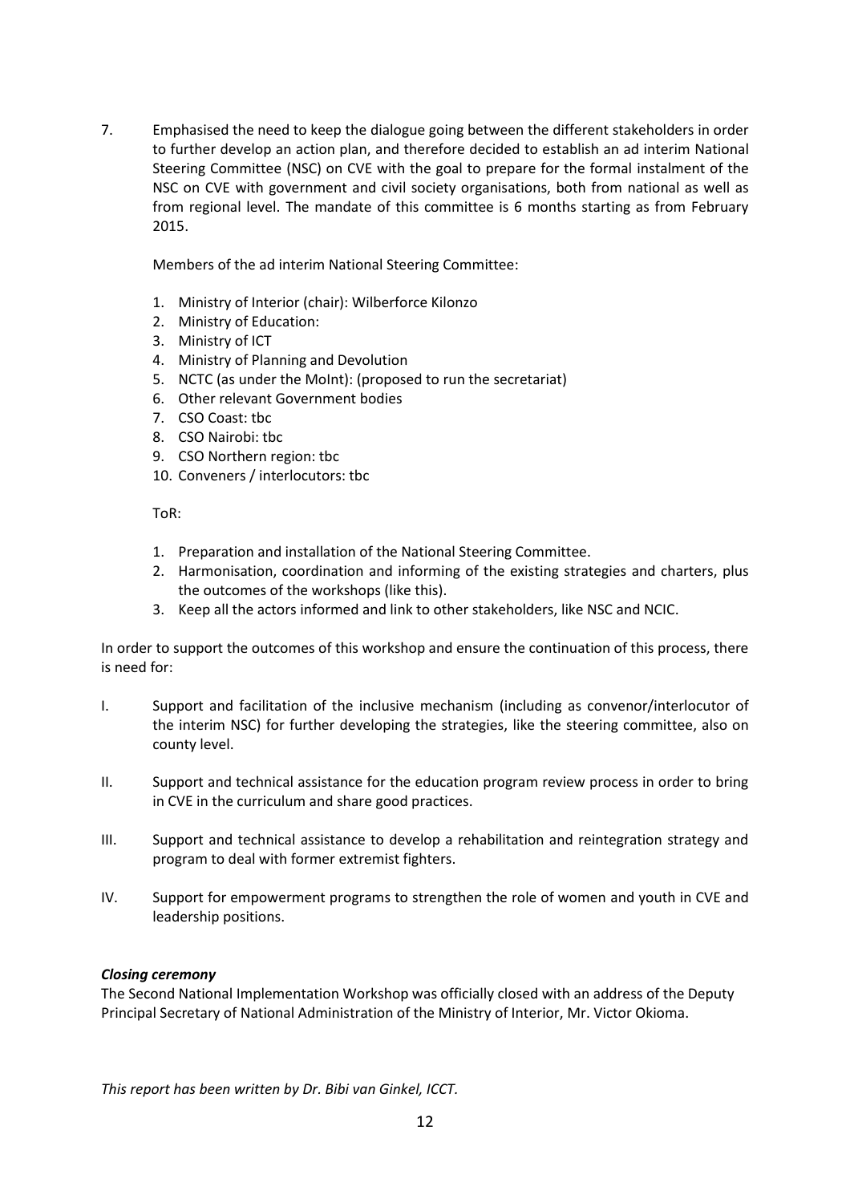7. Emphasised the need to keep the dialogue going between the different stakeholders in order to further develop an action plan, and therefore decided to establish an ad interim National Steering Committee (NSC) on CVE with the goal to prepare for the formal instalment of the NSC on CVE with government and civil society organisations, both from national as well as from regional level. The mandate of this committee is 6 months starting as from February 2015.

   Members of the ad interim National Steering Committee:

   1. Ministry of Interior (chair): Wilberforce Kilonzo
   2. Ministry of Education:
   3. Ministry of ICT
   4. Ministry of Planning and Devolution
   5. NCTC (as under the MoInt): (proposed to run the secretariat)
   6. Other relevant Government bodies
   7. CSO Coast: tbc
   8. CSO Nairobi: tbc
   9. CSO Northern region: tbc
   10. Conveners / interlocutors: tbc

   ToR:

   1. Preparation and installation of the National Steering Committee.
   2. Harmonisation, coordination and informing of the existing strategies and charters, plus the outcomes of the workshops (like this).
   3. Keep all the actors informed and link to other stakeholders, like NSC and NCIC.

In order to support the outcomes of this workshop and ensure the continuation of this process, there is need for:

I. Support and facilitation of the inclusive mechanism (including as convenor/interlocutor of the interim NSC) for further developing the strategies, like the steering committee, also on county level.

II. Support and technical assistance for the education program review process in order to bring in CVE in the curriculum and share good practices.

III. Support and technical assistance to develop a rehabilitation and reintegration strategy and program to deal with former extremist fighters.

IV. Support for empowerment programs to strengthen the role of women and youth in CVE and leadership positions.

***Closing ceremony***

The Second National Implementation Workshop was officially closed with an address of the Deputy Principal Secretary of National Administration of the Ministry of Interior, Mr. Victor Okioma.

*This report has been written by Dr. Bibi van Ginkel, ICCT.*